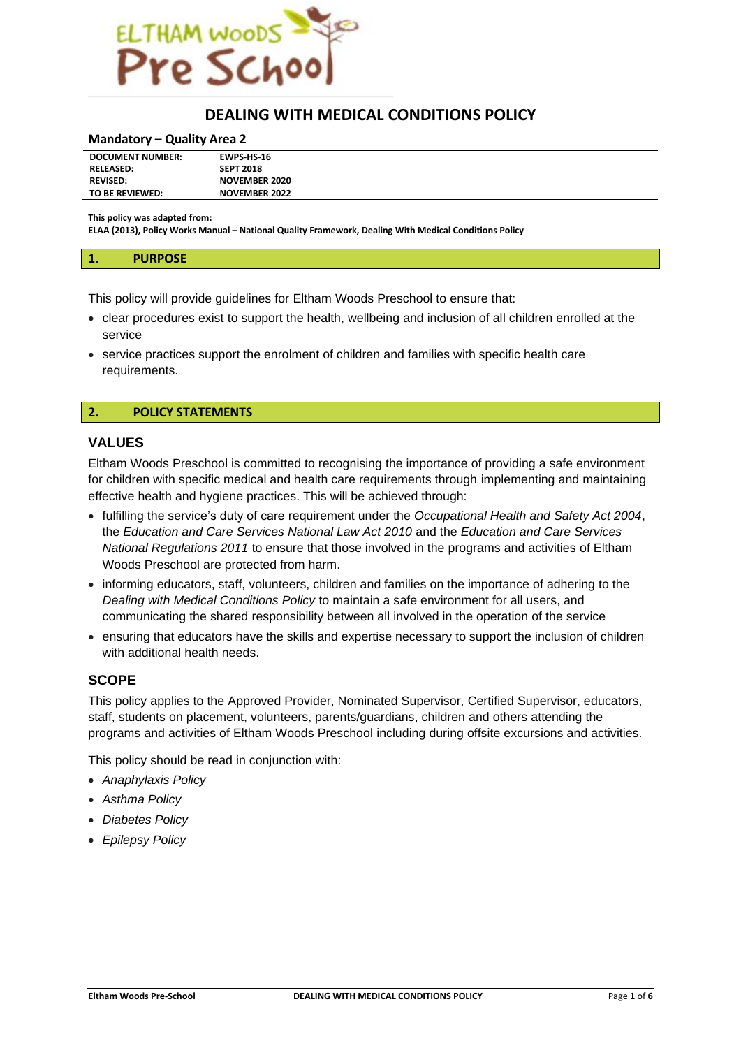# DEALING WITH MEDICAL CONDITIONS POLICY

**Mandatory – Quality Area 2**

| | |
|---|---|
| **DOCUMENT NUMBER:** | **EWPS-HS-16** |
| **RELEASED:** | **SEPT 2018** |
| **REVISED:** | **NOVEMBER 2020** |
| **TO BE REVIEWED:** | **NOVEMBER 2022** |

**This policy was adapted from:**
**ELAA (2013), Policy Works Manual – National Quality Framework, Dealing With Medical Conditions Policy**

## 1. PURPOSE

This policy will provide guidelines for Eltham Woods Preschool to ensure that:

- clear procedures exist to support the health, wellbeing and inclusion of all children enrolled at the service
- service practices support the enrolment of children and families with specific health care requirements.

## 2. POLICY STATEMENTS

### VALUES

Eltham Woods Preschool is committed to recognising the importance of providing a safe environment for children with specific medical and health care requirements through implementing and maintaining effective health and hygiene practices. This will be achieved through:

- fulfilling the service's duty of care requirement under the *Occupational Health and Safety Act 2004*, the *Education and Care Services National Law Act 2010* and the *Education and Care Services National Regulations 2011* to ensure that those involved in the programs and activities of Eltham Woods Preschool are protected from harm.
- informing educators, staff, volunteers, children and families on the importance of adhering to the *Dealing with Medical Conditions Policy* to maintain a safe environment for all users, and communicating the shared responsibility between all involved in the operation of the service
- ensuring that educators have the skills and expertise necessary to support the inclusion of children with additional health needs.

### SCOPE

This policy applies to the Approved Provider, Nominated Supervisor, Certified Supervisor, educators, staff, students on placement, volunteers, parents/guardians, children and others attending the programs and activities of Eltham Woods Preschool including during offsite excursions and activities.

This policy should be read in conjunction with:

- *Anaphylaxis Policy*
- *Asthma Policy*
- *Diabetes Policy*
- *Epilepsy Policy*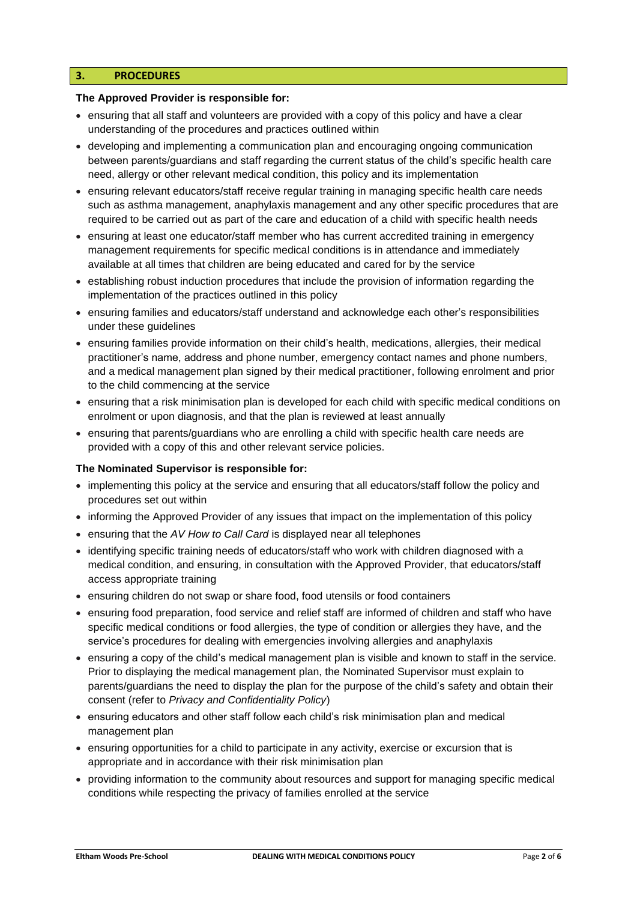## 3. PROCEDURES

**The Approved Provider is responsible for:**

- ensuring that all staff and volunteers are provided with a copy of this policy and have a clear understanding of the procedures and practices outlined within
- developing and implementing a communication plan and encouraging ongoing communication between parents/guardians and staff regarding the current status of the child's specific health care need, allergy or other relevant medical condition, this policy and its implementation
- ensuring relevant educators/staff receive regular training in managing specific health care needs such as asthma management, anaphylaxis management and any other specific procedures that are required to be carried out as part of the care and education of a child with specific health needs
- ensuring at least one educator/staff member who has current accredited training in emergency management requirements for specific medical conditions is in attendance and immediately available at all times that children are being educated and cared for by the service
- establishing robust induction procedures that include the provision of information regarding the implementation of the practices outlined in this policy
- ensuring families and educators/staff understand and acknowledge each other's responsibilities under these guidelines
- ensuring families provide information on their child's health, medications, allergies, their medical practitioner's name, address and phone number, emergency contact names and phone numbers, and a medical management plan signed by their medical practitioner, following enrolment and prior to the child commencing at the service
- ensuring that a risk minimisation plan is developed for each child with specific medical conditions on enrolment or upon diagnosis, and that the plan is reviewed at least annually
- ensuring that parents/guardians who are enrolling a child with specific health care needs are provided with a copy of this and other relevant service policies.

**The Nominated Supervisor is responsible for:**

- implementing this policy at the service and ensuring that all educators/staff follow the policy and procedures set out within
- informing the Approved Provider of any issues that impact on the implementation of this policy
- ensuring that the *AV How to Call Card* is displayed near all telephones
- identifying specific training needs of educators/staff who work with children diagnosed with a medical condition, and ensuring, in consultation with the Approved Provider, that educators/staff access appropriate training
- ensuring children do not swap or share food, food utensils or food containers
- ensuring food preparation, food service and relief staff are informed of children and staff who have specific medical conditions or food allergies, the type of condition or allergies they have, and the service's procedures for dealing with emergencies involving allergies and anaphylaxis
- ensuring a copy of the child's medical management plan is visible and known to staff in the service. Prior to displaying the medical management plan, the Nominated Supervisor must explain to parents/guardians the need to display the plan for the purpose of the child's safety and obtain their consent (refer to *Privacy and Confidentiality Policy*)
- ensuring educators and other staff follow each child's risk minimisation plan and medical management plan
- ensuring opportunities for a child to participate in any activity, exercise or excursion that is appropriate and in accordance with their risk minimisation plan
- providing information to the community about resources and support for managing specific medical conditions while respecting the privacy of families enrolled at the service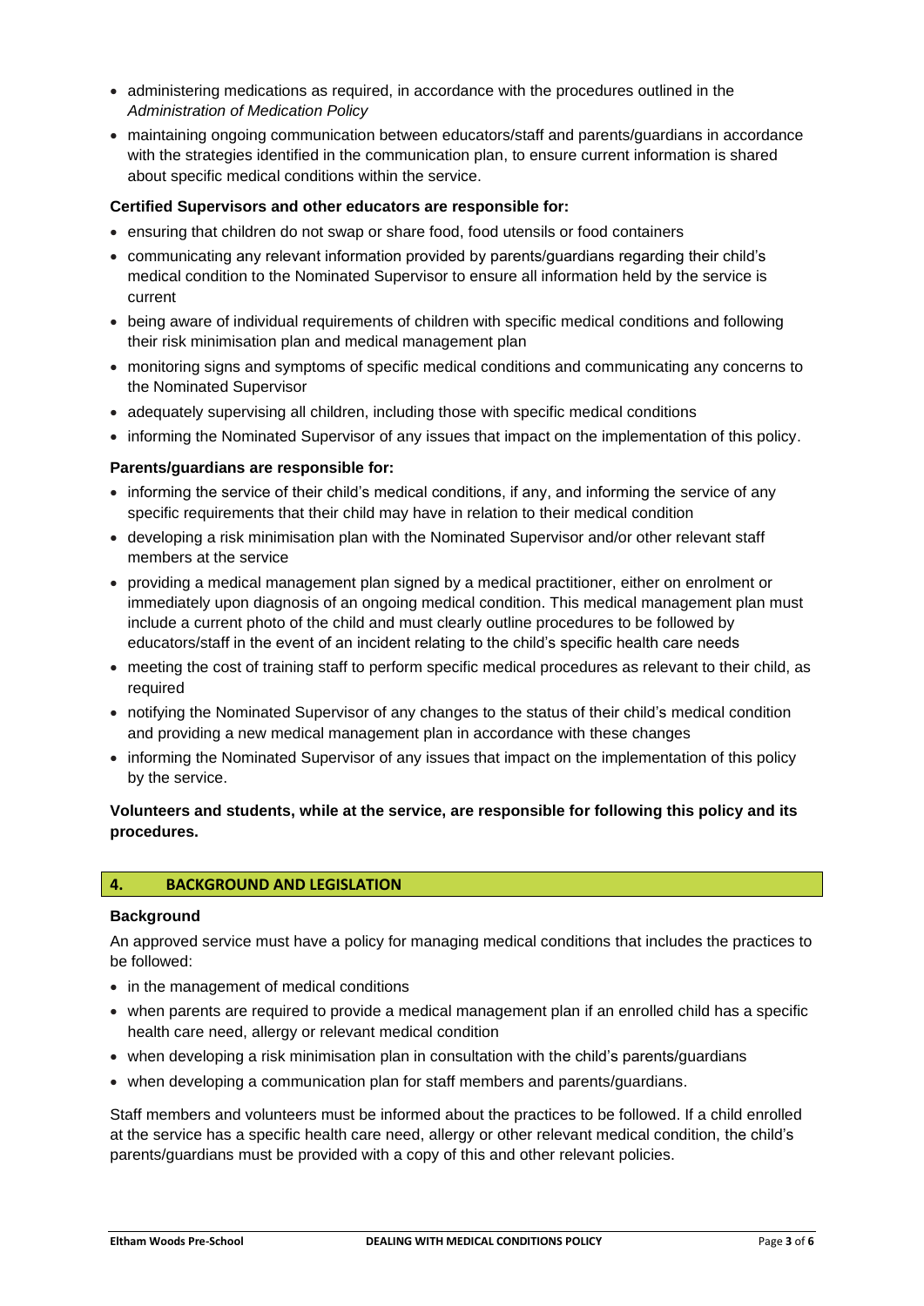- administering medications as required, in accordance with the procedures outlined in the *Administration of Medication Policy*
- maintaining ongoing communication between educators/staff and parents/guardians in accordance with the strategies identified in the communication plan, to ensure current information is shared about specific medical conditions within the service.

**Certified Supervisors and other educators are responsible for:**

- ensuring that children do not swap or share food, food utensils or food containers
- communicating any relevant information provided by parents/guardians regarding their child's medical condition to the Nominated Supervisor to ensure all information held by the service is current
- being aware of individual requirements of children with specific medical conditions and following their risk minimisation plan and medical management plan
- monitoring signs and symptoms of specific medical conditions and communicating any concerns to the Nominated Supervisor
- adequately supervising all children, including those with specific medical conditions
- informing the Nominated Supervisor of any issues that impact on the implementation of this policy.

**Parents/guardians are responsible for:**

- informing the service of their child's medical conditions, if any, and informing the service of any specific requirements that their child may have in relation to their medical condition
- developing a risk minimisation plan with the Nominated Supervisor and/or other relevant staff members at the service
- providing a medical management plan signed by a medical practitioner, either on enrolment or immediately upon diagnosis of an ongoing medical condition. This medical management plan must include a current photo of the child and must clearly outline procedures to be followed by educators/staff in the event of an incident relating to the child's specific health care needs
- meeting the cost of training staff to perform specific medical procedures as relevant to their child, as required
- notifying the Nominated Supervisor of any changes to the status of their child's medical condition and providing a new medical management plan in accordance with these changes
- informing the Nominated Supervisor of any issues that impact on the implementation of this policy by the service.

**Volunteers and students, while at the service, are responsible for following this policy and its procedures.**

## 4. BACKGROUND AND LEGISLATION

**Background**

An approved service must have a policy for managing medical conditions that includes the practices to be followed:

- in the management of medical conditions
- when parents are required to provide a medical management plan if an enrolled child has a specific health care need, allergy or relevant medical condition
- when developing a risk minimisation plan in consultation with the child's parents/guardians
- when developing a communication plan for staff members and parents/guardians.

Staff members and volunteers must be informed about the practices to be followed. If a child enrolled at the service has a specific health care need, allergy or other relevant medical condition, the child's parents/guardians must be provided with a copy of this and other relevant policies.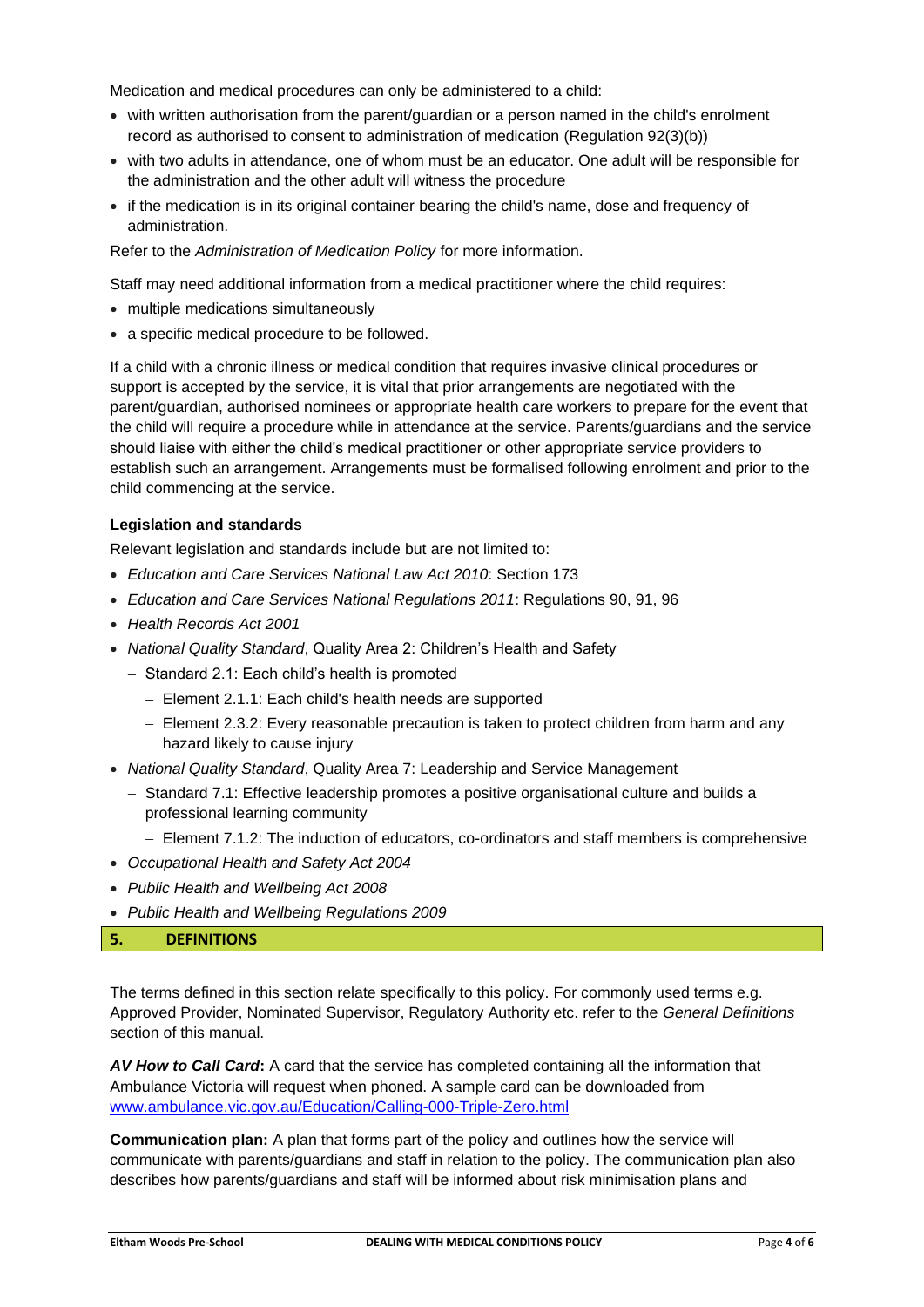Medication and medical procedures can only be administered to a child:

- with written authorisation from the parent/guardian or a person named in the child's enrolment record as authorised to consent to administration of medication (Regulation 92(3)(b))
- with two adults in attendance, one of whom must be an educator. One adult will be responsible for the administration and the other adult will witness the procedure
- if the medication is in its original container bearing the child's name, dose and frequency of administration.

Refer to the *Administration of Medication Policy* for more information.

Staff may need additional information from a medical practitioner where the child requires:

- multiple medications simultaneously
- a specific medical procedure to be followed.

If a child with a chronic illness or medical condition that requires invasive clinical procedures or support is accepted by the service, it is vital that prior arrangements are negotiated with the parent/guardian, authorised nominees or appropriate health care workers to prepare for the event that the child will require a procedure while in attendance at the service. Parents/guardians and the service should liaise with either the child's medical practitioner or other appropriate service providers to establish such an arrangement. Arrangements must be formalised following enrolment and prior to the child commencing at the service.

**Legislation and standards**

Relevant legislation and standards include but are not limited to:

- *Education and Care Services National Law Act 2010*: Section 173
- *Education and Care Services National Regulations 2011*: Regulations 90, 91, 96
- *Health Records Act 2001*
- *National Quality Standard*, Quality Area 2: Children's Health and Safety
  - Standard 2.1: Each child's health is promoted
    - Element 2.1.1: Each child's health needs are supported
    - Element 2.3.2: Every reasonable precaution is taken to protect children from harm and any hazard likely to cause injury
- *National Quality Standard*, Quality Area 7: Leadership and Service Management
  - Standard 7.1: Effective leadership promotes a positive organisational culture and builds a professional learning community
    - Element 7.1.2: The induction of educators, co-ordinators and staff members is comprehensive
- *Occupational Health and Safety Act 2004*
- *Public Health and Wellbeing Act 2008*
- *Public Health and Wellbeing Regulations 2009*

## 5. DEFINITIONS

The terms defined in this section relate specifically to this policy. For commonly used terms e.g. Approved Provider, Nominated Supervisor, Regulatory Authority etc. refer to the *General Definitions* section of this manual.

***AV How to Call Card*:** A card that the service has completed containing all the information that Ambulance Victoria will request when phoned. A sample card can be downloaded from www.ambulance.vic.gov.au/Education/Calling-000-Triple-Zero.html

**Communication plan:** A plan that forms part of the policy and outlines how the service will communicate with parents/guardians and staff in relation to the policy. The communication plan also describes how parents/guardians and staff will be informed about risk minimisation plans and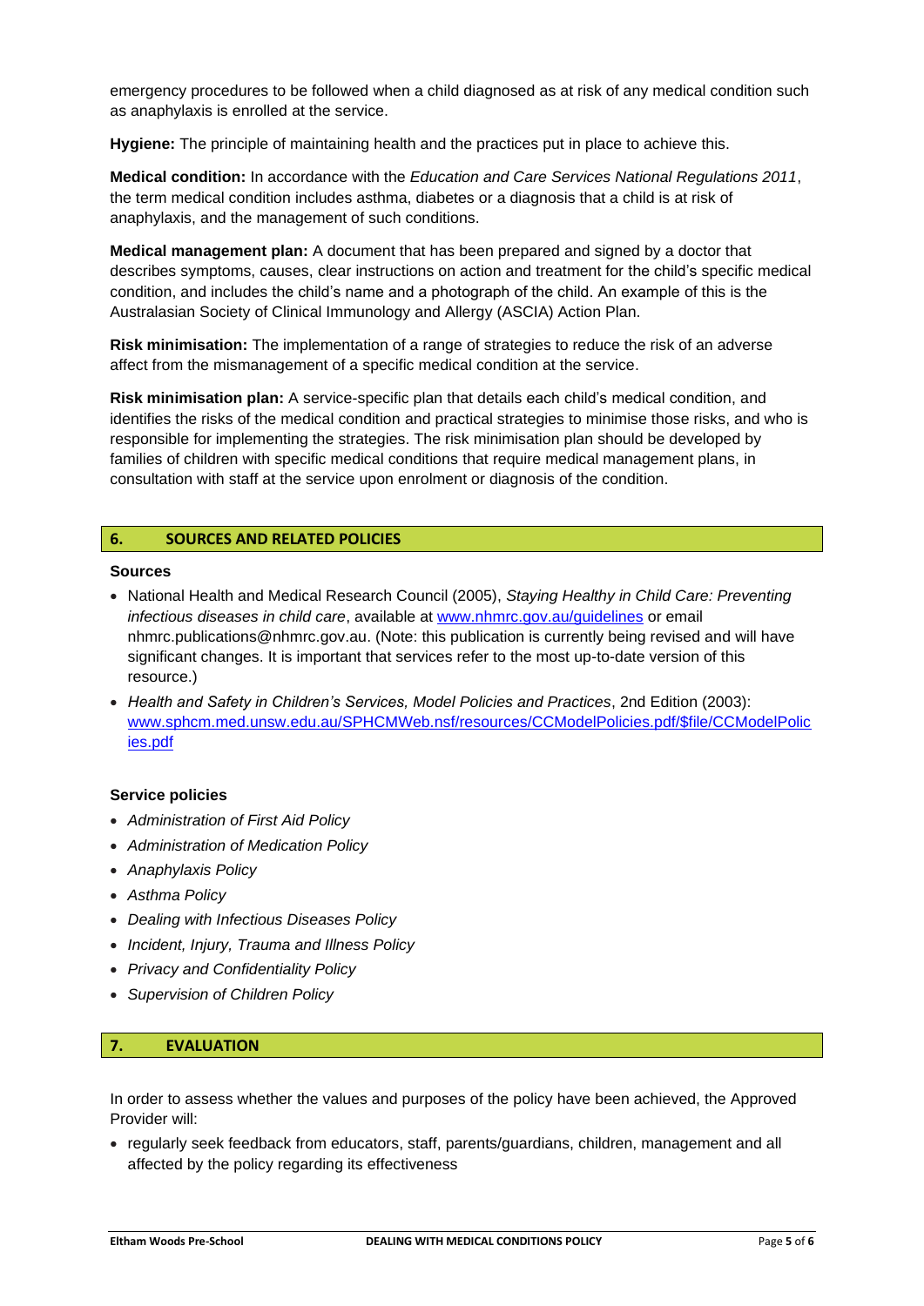emergency procedures to be followed when a child diagnosed as at risk of any medical condition such as anaphylaxis is enrolled at the service.

**Hygiene:** The principle of maintaining health and the practices put in place to achieve this.

**Medical condition:** In accordance with the *Education and Care Services National Regulations 2011*, the term medical condition includes asthma, diabetes or a diagnosis that a child is at risk of anaphylaxis, and the management of such conditions.

**Medical management plan:** A document that has been prepared and signed by a doctor that describes symptoms, causes, clear instructions on action and treatment for the child's specific medical condition, and includes the child's name and a photograph of the child. An example of this is the Australasian Society of Clinical Immunology and Allergy (ASCIA) Action Plan.

**Risk minimisation:** The implementation of a range of strategies to reduce the risk of an adverse affect from the mismanagement of a specific medical condition at the service.

**Risk minimisation plan:** A service-specific plan that details each child's medical condition, and identifies the risks of the medical condition and practical strategies to minimise those risks, and who is responsible for implementing the strategies. The risk minimisation plan should be developed by families of children with specific medical conditions that require medical management plans, in consultation with staff at the service upon enrolment or diagnosis of the condition.

## 6. SOURCES AND RELATED POLICIES

**Sources**

- National Health and Medical Research Council (2005), *Staying Healthy in Child Care: Preventing infectious diseases in child care*, available at www.nhmrc.gov.au/guidelines or email nhmrc.publications@nhmrc.gov.au. (Note: this publication is currently being revised and will have significant changes. It is important that services refer to the most up-to-date version of this resource.)
- *Health and Safety in Children's Services, Model Policies and Practices*, 2nd Edition (2003): www.sphcm.med.unsw.edu.au/SPHCMWeb.nsf/resources/CCModelPolicies.pdf/$file/CCModelPolicies.pdf

**Service policies**

- *Administration of First Aid Policy*
- *Administration of Medication Policy*
- *Anaphylaxis Policy*
- *Asthma Policy*
- *Dealing with Infectious Diseases Policy*
- *Incident, Injury, Trauma and Illness Policy*
- *Privacy and Confidentiality Policy*
- *Supervision of Children Policy*

## 7. EVALUATION

In order to assess whether the values and purposes of the policy have been achieved, the Approved Provider will:

- regularly seek feedback from educators, staff, parents/guardians, children, management and all affected by the policy regarding its effectiveness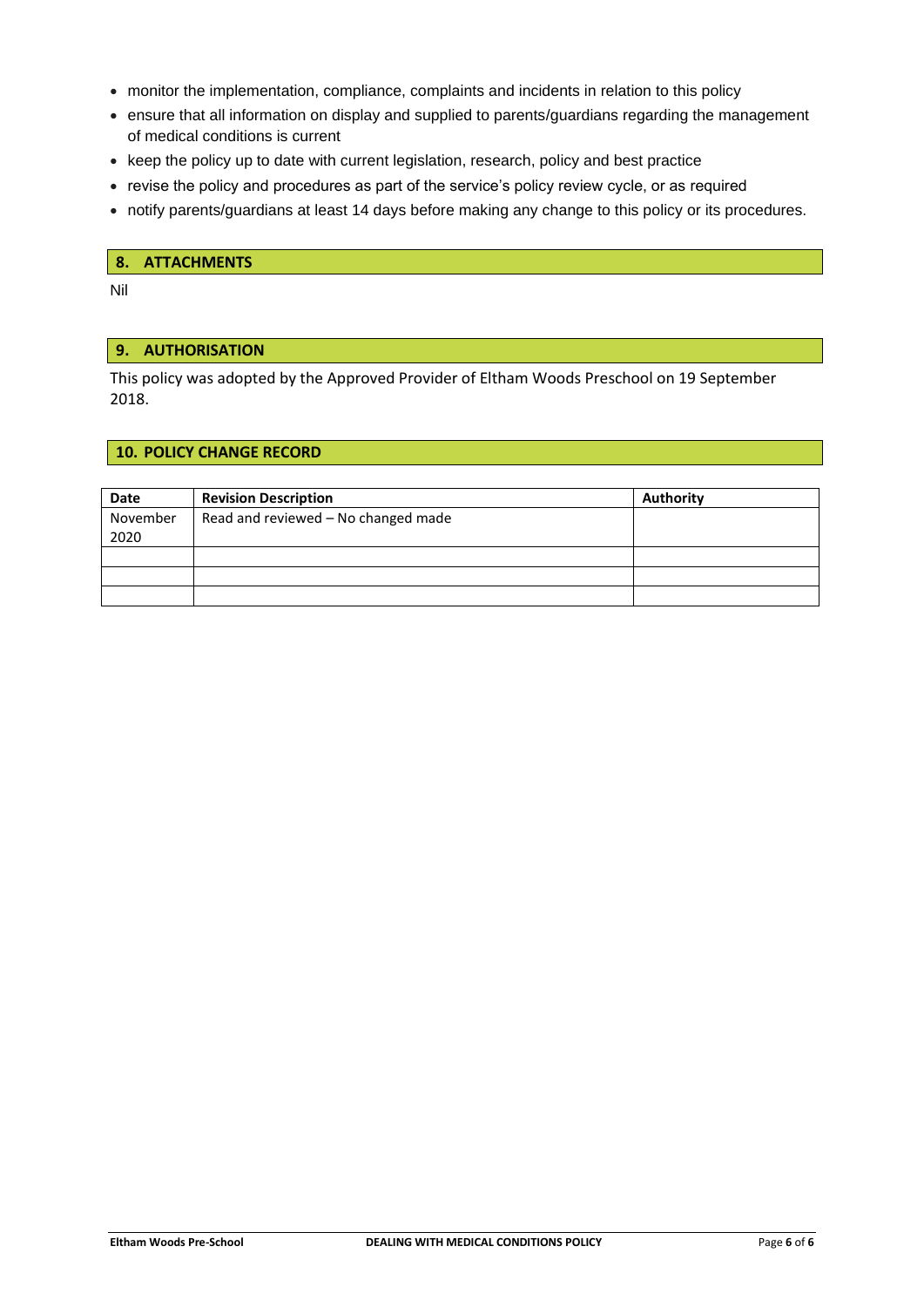- monitor the implementation, compliance, complaints and incidents in relation to this policy
- ensure that all information on display and supplied to parents/guardians regarding the management of medical conditions is current
- keep the policy up to date with current legislation, research, policy and best practice
- revise the policy and procedures as part of the service's policy review cycle, or as required
- notify parents/guardians at least 14 days before making any change to this policy or its procedures.

## 8. ATTACHMENTS

Nil

## 9. AUTHORISATION

This policy was adopted by the Approved Provider of Eltham Woods Preschool on 19 September 2018.

## 10. POLICY CHANGE RECORD

| Date | Revision Description | Authority |
|---|---|---|
| November 2020 | Read and reviewed – No changed made | |
| | | |
| | | |
| | | |